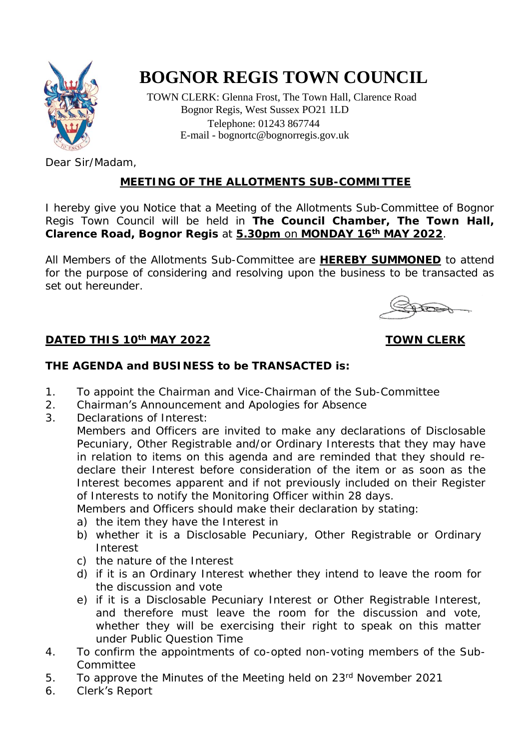# BOGNOR REGIS TOWN COUNCIL

TOWN CLERK: Glenna Frost, The Town Hall, Clarence Road
Bognor Regis, West Sussex PO21 1LD
Telephone: 01243 867744
E-mail - bognortc@bognorregis.gov.uk

Dear Sir/Madam,

## MEETING OF THE ALLOTMENTS SUB-COMMITTEE

I hereby give you Notice that a Meeting of the Allotments Sub-Committee of Bognor Regis Town Council will be held in **The Council Chamber, The Town Hall, Clarence Road, Bognor Regis** at **5.30pm on MONDAY 16th MAY 2022**.

All Members of the Allotments Sub-Committee are **HEREBY SUMMONED** to attend for the purpose of considering and resolving upon the business to be transacted as set out hereunder.

**DATED THIS 10th MAY 2022** **TOWN CLERK**

**THE AGENDA and BUSINESS to be TRANSACTED is:**

1. To appoint the Chairman and Vice-Chairman of the Sub-Committee
2. Chairman's Announcement and Apologies for Absence
3. Declarations of Interest:
   Members and Officers are invited to make any declarations of Disclosable Pecuniary, Other Registrable and/or Ordinary Interests that they may have in relation to items on this agenda and are reminded that they should re-declare their Interest before consideration of the item or as soon as the Interest becomes apparent and if not previously included on their Register of Interests to notify the Monitoring Officer within 28 days.
   Members and Officers should make their declaration by stating:
   a) the item they have the Interest in
   b) whether it is a Disclosable Pecuniary, Other Registrable or Ordinary Interest
   c) the nature of the Interest
   d) if it is an Ordinary Interest whether they intend to leave the room for the discussion and vote
   e) if it is a Disclosable Pecuniary Interest or Other Registrable Interest, and therefore must leave the room for the discussion and vote, whether they will be exercising their right to speak on this matter under Public Question Time
4. To confirm the appointments of co-opted non-voting members of the Sub-Committee
5. To approve the Minutes of the Meeting held on 23rd November 2021
6. Clerk's Report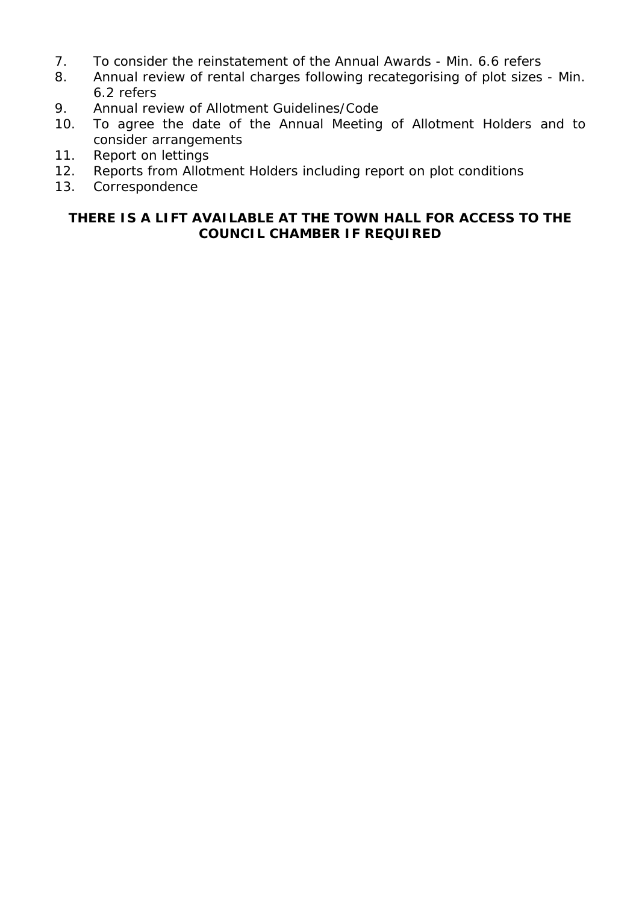7. To consider the reinstatement of the Annual Awards - Min. 6.6 refers
8. Annual review of rental charges following recategorising of plot sizes - Min. 6.2 refers
9. Annual review of Allotment Guidelines/Code
10. To agree the date of the Annual Meeting of Allotment Holders and to consider arrangements
11. Report on lettings
12. Reports from Allotment Holders including report on plot conditions
13. Correspondence

**THERE IS A LIFT AVAILABLE AT THE TOWN HALL FOR ACCESS TO THE COUNCIL CHAMBER IF REQUIRED**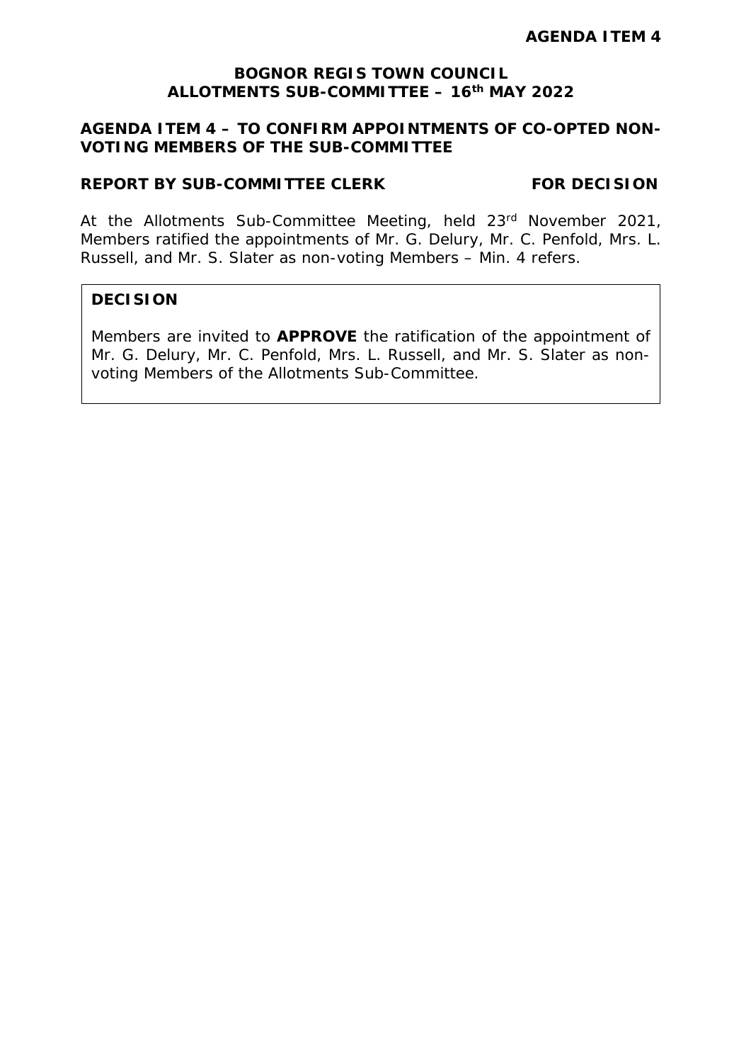**AGENDA ITEM 4**

**BOGNOR REGIS TOWN COUNCIL**
**ALLOTMENTS SUB-COMMITTEE – 16th MAY 2022**

## AGENDA ITEM 4 – TO CONFIRM APPOINTMENTS OF CO-OPTED NON-VOTING MEMBERS OF THE SUB-COMMITTEE

**REPORT BY SUB-COMMITTEE CLERK** **FOR DECISION**

At the Allotments Sub-Committee Meeting, held 23rd November 2021, Members ratified the appointments of Mr. G. Delury, Mr. C. Penfold, Mrs. L. Russell, and Mr. S. Slater as non-voting Members – Min. 4 refers.

**DECISION**

Members are invited to **APPROVE** the ratification of the appointment of Mr. G. Delury, Mr. C. Penfold, Mrs. L. Russell, and Mr. S. Slater as non-voting Members of the Allotments Sub-Committee.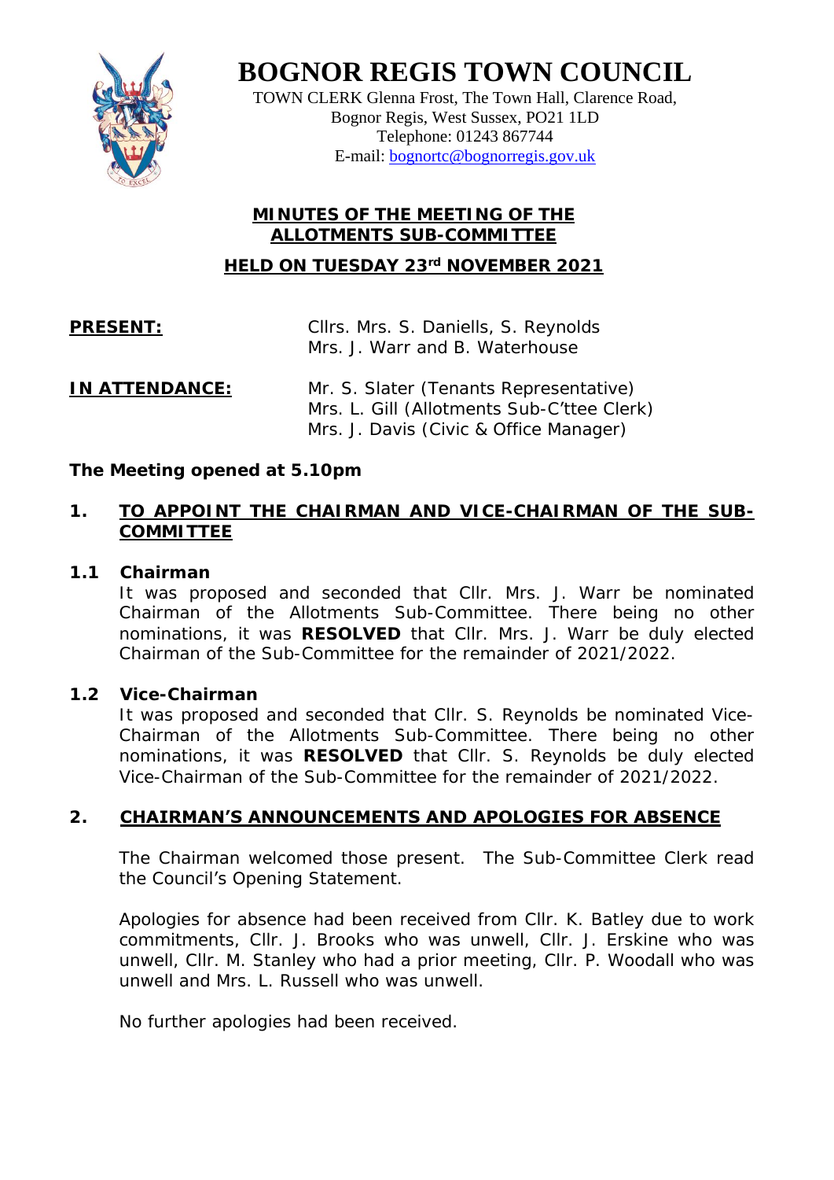# BOGNOR REGIS TOWN COUNCIL

TOWN CLERK Glenna Frost, The Town Hall, Clarence Road,
Bognor Regis, West Sussex, PO21 1LD
Telephone: 01243 867744
E-mail: bognortc@bognorregis.gov.uk

## MINUTES OF THE MEETING OF THE ALLOTMENTS SUB-COMMITTEE

## HELD ON TUESDAY 23rd NOVEMBER 2021

**PRESENT:** Cllrs. Mrs. S. Daniells, S. Reynolds
Mrs. J. Warr and B. Waterhouse

**IN ATTENDANCE:** Mr. S. Slater (Tenants Representative)
Mrs. L. Gill (Allotments Sub-C'ttee Clerk)
Mrs. J. Davis (Civic & Office Manager)

**The Meeting opened at 5.10pm**

### 1. TO APPOINT THE CHAIRMAN AND VICE-CHAIRMAN OF THE SUB-COMMITTEE

**1.1 Chairman**

It was proposed and seconded that Cllr. Mrs. J. Warr be nominated Chairman of the Allotments Sub-Committee. There being no other nominations, it was **RESOLVED** that Cllr. Mrs. J. Warr be duly elected Chairman of the Sub-Committee for the remainder of 2021/2022.

**1.2 Vice-Chairman**

It was proposed and seconded that Cllr. S. Reynolds be nominated Vice-Chairman of the Allotments Sub-Committee. There being no other nominations, it was **RESOLVED** that Cllr. S. Reynolds be duly elected Vice-Chairman of the Sub-Committee for the remainder of 2021/2022.

### 2. CHAIRMAN'S ANNOUNCEMENTS AND APOLOGIES FOR ABSENCE

The Chairman welcomed those present. The Sub-Committee Clerk read the Council's Opening Statement.

Apologies for absence had been received from Cllr. K. Batley due to work commitments, Cllr. J. Brooks who was unwell, Cllr. J. Erskine who was unwell, Cllr. M. Stanley who had a prior meeting, Cllr. P. Woodall who was unwell and Mrs. L. Russell who was unwell.

No further apologies had been received.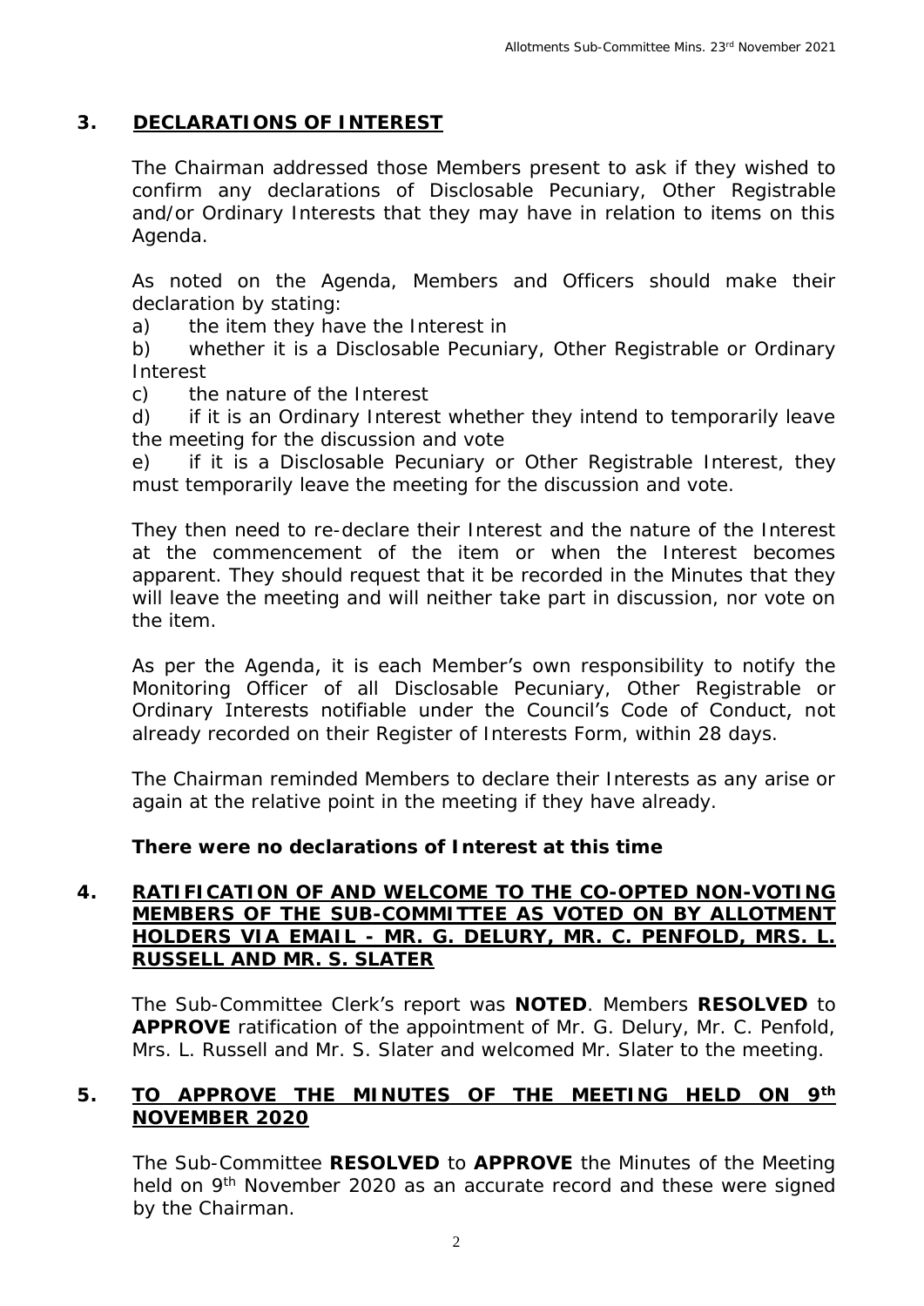## 3. DECLARATIONS OF INTEREST

The Chairman addressed those Members present to ask if they wished to confirm any declarations of Disclosable Pecuniary, Other Registrable and/or Ordinary Interests that they may have in relation to items on this Agenda.

As noted on the Agenda, Members and Officers should make their declaration by stating:

a) the item they have the Interest in

b) whether it is a Disclosable Pecuniary, Other Registrable or Ordinary Interest

c) the nature of the Interest

d) if it is an Ordinary Interest whether they intend to temporarily leave the meeting for the discussion and vote

e) if it is a Disclosable Pecuniary or Other Registrable Interest, they must temporarily leave the meeting for the discussion and vote.

They then need to re-declare their Interest and the nature of the Interest at the commencement of the item or when the Interest becomes apparent. They should request that it be recorded in the Minutes that they will leave the meeting and will neither take part in discussion, nor vote on the item.

As per the Agenda, it is each Member's own responsibility to notify the Monitoring Officer of all Disclosable Pecuniary, Other Registrable or Ordinary Interests notifiable under the Council's Code of Conduct, not already recorded on their Register of Interests Form, within 28 days.

The Chairman reminded Members to declare their Interests as any arise or again at the relative point in the meeting if they have already.

**There were no declarations of Interest at this time**

## 4. RATIFICATION OF AND WELCOME TO THE CO-OPTED NON-VOTING MEMBERS OF THE SUB-COMMITTEE AS VOTED ON BY ALLOTMENT HOLDERS VIA EMAIL - MR. G. DELURY, MR. C. PENFOLD, MRS. L. RUSSELL AND MR. S. SLATER

The Sub-Committee Clerk's report was **NOTED**. Members **RESOLVED** to **APPROVE** ratification of the appointment of Mr. G. Delury, Mr. C. Penfold, Mrs. L. Russell and Mr. S. Slater and welcomed Mr. Slater to the meeting.

## 5. TO APPROVE THE MINUTES OF THE MEETING HELD ON 9th NOVEMBER 2020

The Sub-Committee **RESOLVED** to **APPROVE** the Minutes of the Meeting held on 9th November 2020 as an accurate record and these were signed by the Chairman.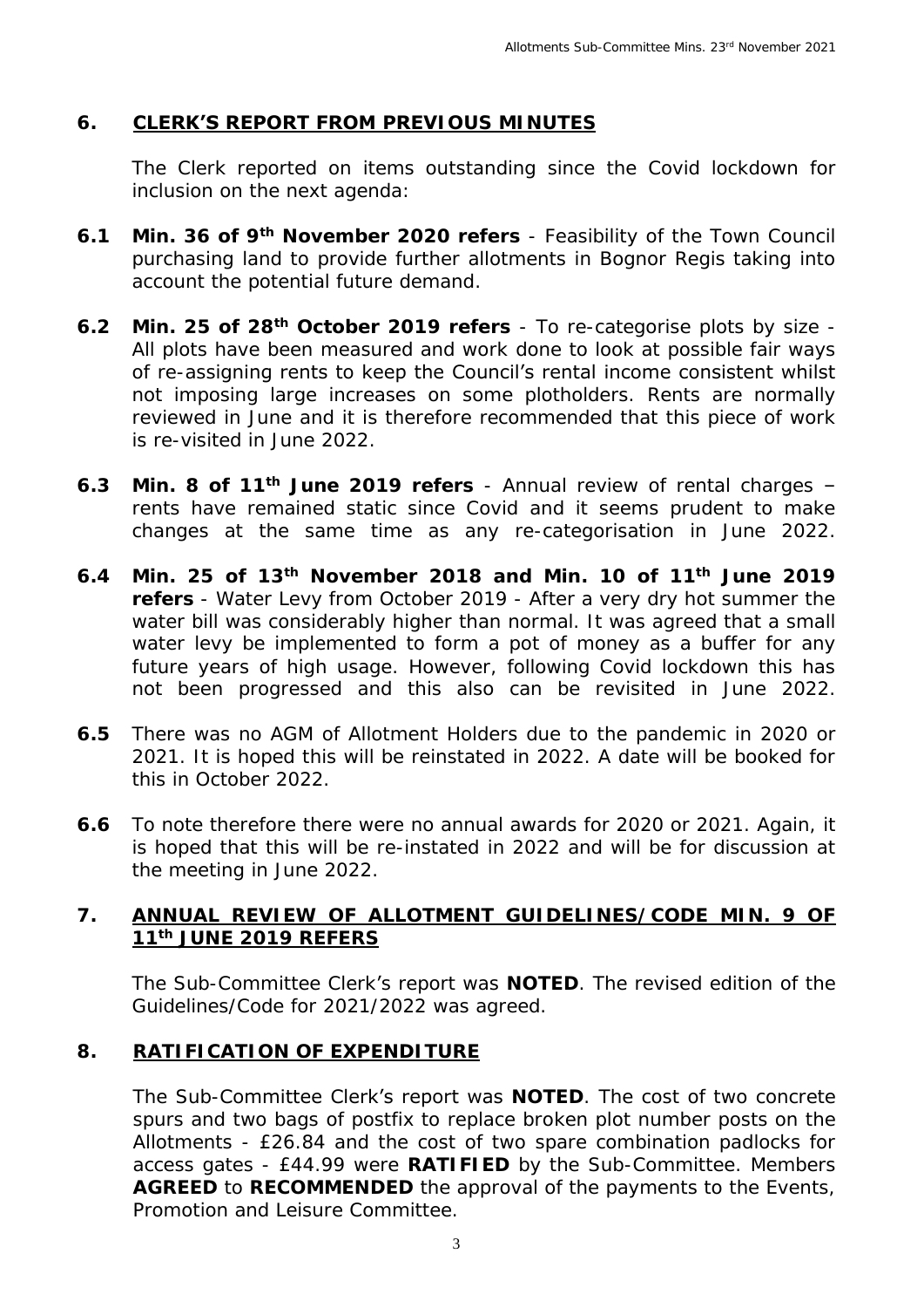## 6. CLERK'S REPORT FROM PREVIOUS MINUTES

The Clerk reported on items outstanding since the Covid lockdown for inclusion on the next agenda:

**6.1** **Min. 36 of 9th November 2020 refers** - Feasibility of the Town Council purchasing land to provide further allotments in Bognor Regis taking into account the potential future demand.

**6.2** **Min. 25 of 28th October 2019 refers** - To re-categorise plots by size - All plots have been measured and work done to look at possible fair ways of re-assigning rents to keep the Council's rental income consistent whilst not imposing large increases on some plotholders. Rents are normally reviewed in June and it is therefore recommended that this piece of work is re-visited in June 2022.

**6.3** **Min. 8 of 11th June 2019 refers** - Annual review of rental charges – rents have remained static since Covid and it seems prudent to make changes at the same time as any re-categorisation in June 2022.

**6.4** **Min. 25 of 13th November 2018 and Min. 10 of 11th June 2019 refers** - Water Levy from October 2019 - After a very dry hot summer the water bill was considerably higher than normal. It was agreed that a small water levy be implemented to form a pot of money as a buffer for any future years of high usage. However, following Covid lockdown this has not been progressed and this also can be revisited in June 2022.

**6.5** There was no AGM of Allotment Holders due to the pandemic in 2020 or 2021. It is hoped this will be reinstated in 2022. A date will be booked for this in October 2022.

**6.6** To note therefore there were no annual awards for 2020 or 2021. Again, it is hoped that this will be re-instated in 2022 and will be for discussion at the meeting in June 2022.

## 7. ANNUAL REVIEW OF ALLOTMENT GUIDELINES/CODE MIN. 9 OF 11th JUNE 2019 REFERS

The Sub-Committee Clerk's report was **NOTED**. The revised edition of the Guidelines/Code for 2021/2022 was agreed.

## 8. RATIFICATION OF EXPENDITURE

The Sub-Committee Clerk's report was **NOTED**. The cost of two concrete spurs and two bags of postfix to replace broken plot number posts on the Allotments - £26.84 and the cost of two spare combination padlocks for access gates - £44.99 were **RATIFIED** by the Sub-Committee. Members **AGREED** to **RECOMMENDED** the approval of the payments to the Events, Promotion and Leisure Committee.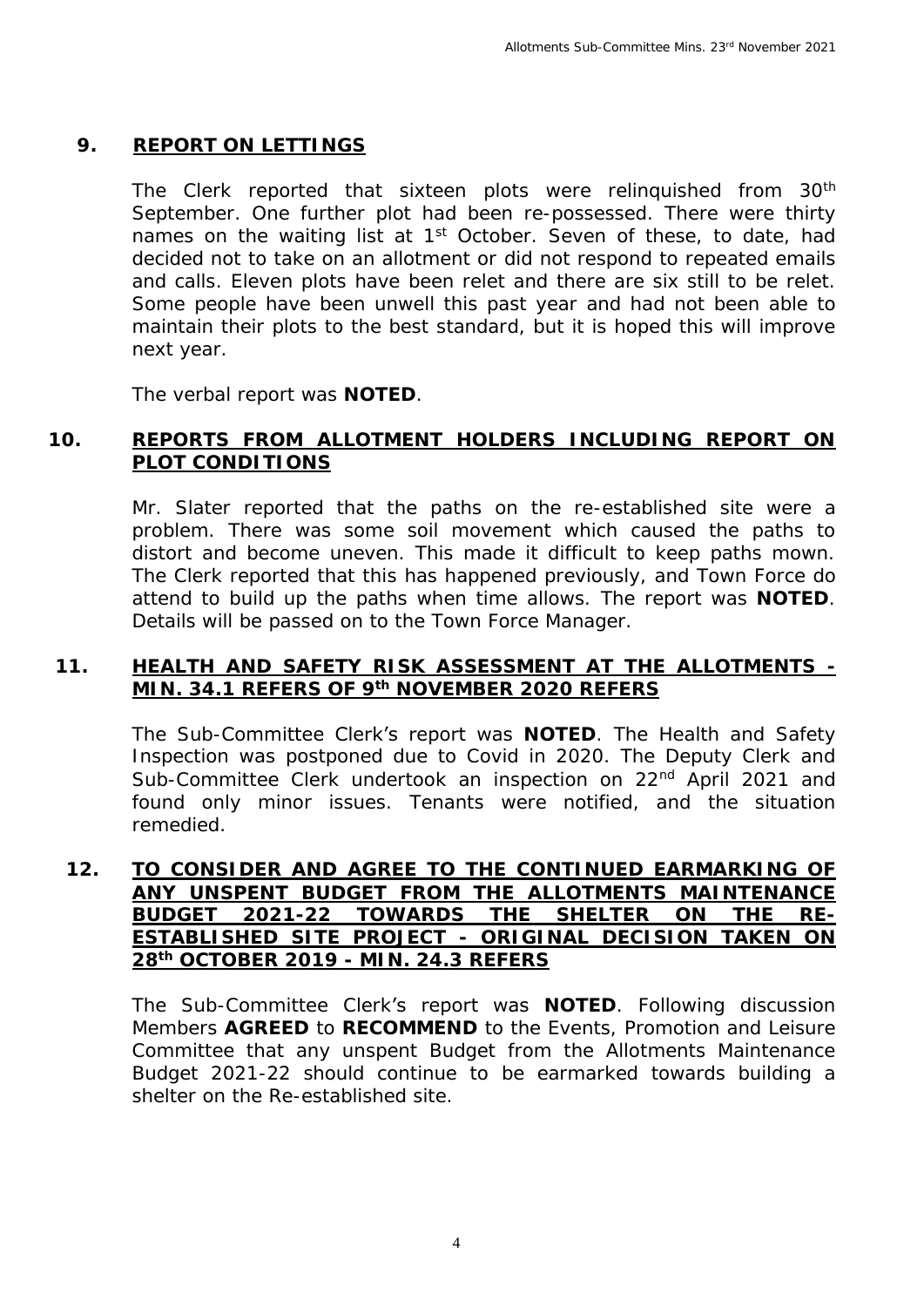## 9. REPORT ON LETTINGS

The Clerk reported that sixteen plots were relinquished from 30th September. One further plot had been re-possessed. There were thirty names on the waiting list at 1st October. Seven of these, to date, had decided not to take on an allotment or did not respond to repeated emails and calls. Eleven plots have been relet and there are six still to be relet. Some people have been unwell this past year and had not been able to maintain their plots to the best standard, but it is hoped this will improve next year.

The verbal report was **NOTED**.

## 10. REPORTS FROM ALLOTMENT HOLDERS INCLUDING REPORT ON PLOT CONDITIONS

Mr. Slater reported that the paths on the re-established site were a problem. There was some soil movement which caused the paths to distort and become uneven. This made it difficult to keep paths mown. The Clerk reported that this has happened previously, and Town Force do attend to build up the paths when time allows. The report was **NOTED**. Details will be passed on to the Town Force Manager.

## 11. HEALTH AND SAFETY RISK ASSESSMENT AT THE ALLOTMENTS - MIN. 34.1 REFERS OF 9th NOVEMBER 2020 REFERS

The Sub-Committee Clerk's report was **NOTED**. The Health and Safety Inspection was postponed due to Covid in 2020. The Deputy Clerk and Sub-Committee Clerk undertook an inspection on 22nd April 2021 and found only minor issues. Tenants were notified, and the situation remedied.

## 12. TO CONSIDER AND AGREE TO THE CONTINUED EARMARKING OF ANY UNSPENT BUDGET FROM THE ALLOTMENTS MAINTENANCE BUDGET 2021-22 TOWARDS THE SHELTER ON THE RE-ESTABLISHED SITE PROJECT - ORIGINAL DECISION TAKEN ON 28th OCTOBER 2019 - MIN. 24.3 REFERS

The Sub-Committee Clerk's report was **NOTED**. Following discussion Members **AGREED** to **RECOMMEND** to the Events, Promotion and Leisure Committee that any unspent Budget from the Allotments Maintenance Budget 2021-22 should continue to be earmarked towards building a shelter on the Re-established site.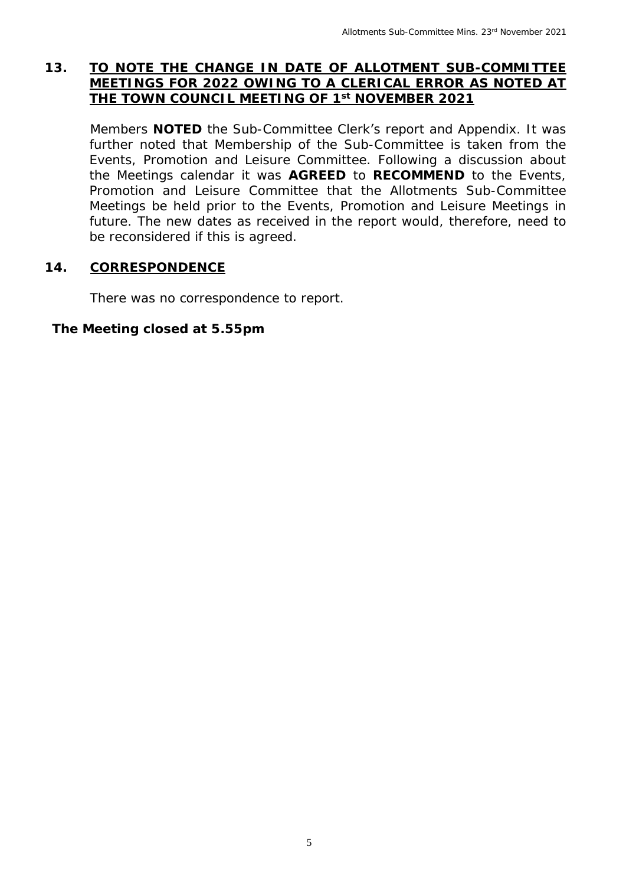## 13. TO NOTE THE CHANGE IN DATE OF ALLOTMENT SUB-COMMITTEE MEETINGS FOR 2022 OWING TO A CLERICAL ERROR AS NOTED AT THE TOWN COUNCIL MEETING OF 1st NOVEMBER 2021

Members **NOTED** the Sub-Committee Clerk's report and Appendix. It was further noted that Membership of the Sub-Committee is taken from the Events, Promotion and Leisure Committee. Following a discussion about the Meetings calendar it was **AGREED** to **RECOMMEND** to the Events, Promotion and Leisure Committee that the Allotments Sub-Committee Meetings be held prior to the Events, Promotion and Leisure Meetings in future. The new dates as received in the report would, therefore, need to be reconsidered if this is agreed.

## 14. CORRESPONDENCE

There was no correspondence to report.

**The Meeting closed at 5.55pm**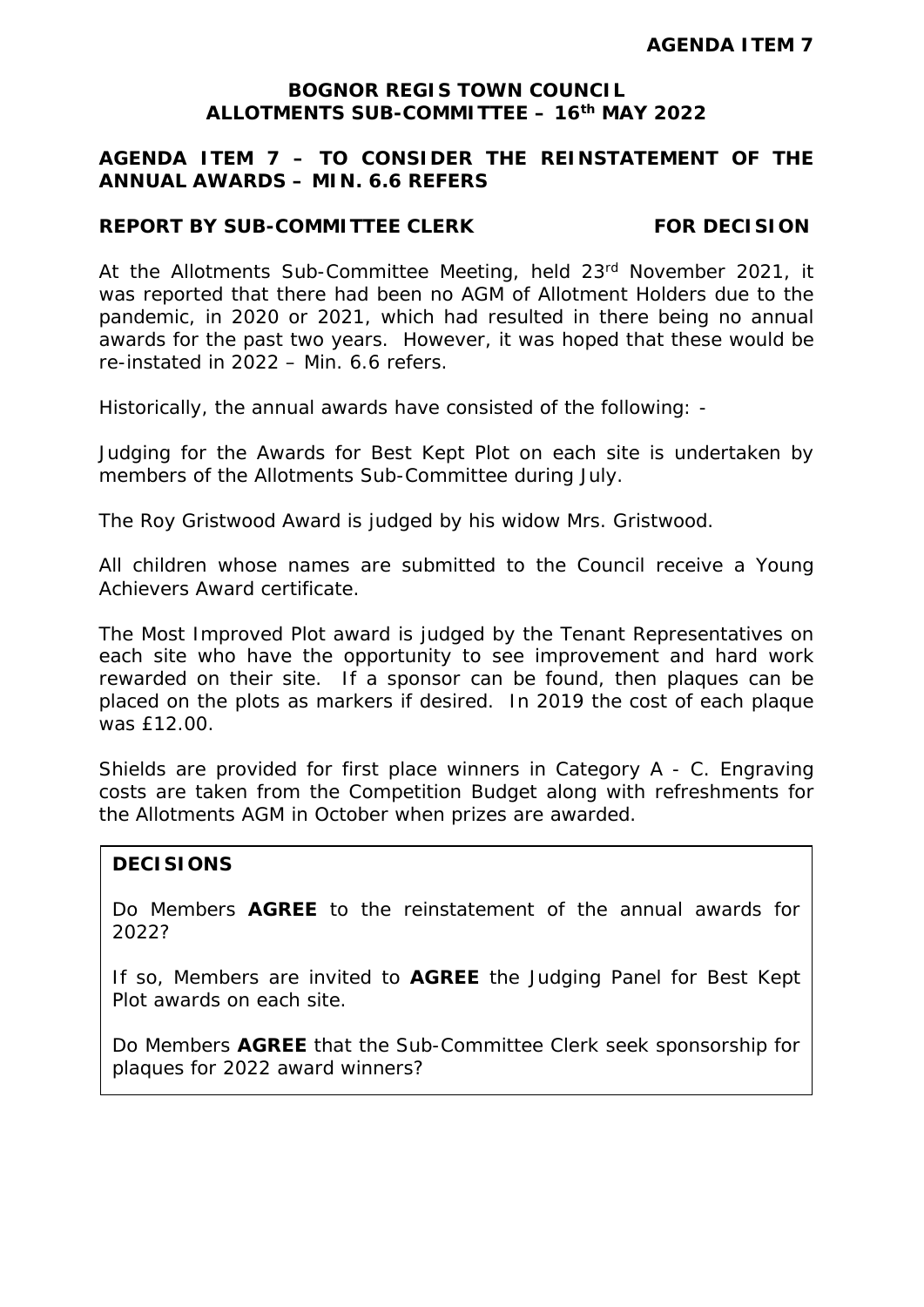**AGENDA ITEM 7**

**BOGNOR REGIS TOWN COUNCIL**
**ALLOTMENTS SUB-COMMITTEE – 16th MAY 2022**

## AGENDA ITEM 7 – TO CONSIDER THE REINSTATEMENT OF THE ANNUAL AWARDS – MIN. 6.6 REFERS

**REPORT BY SUB-COMMITTEE CLERK** **FOR DECISION**

At the Allotments Sub-Committee Meeting, held 23rd November 2021, it was reported that there had been no AGM of Allotment Holders due to the pandemic, in 2020 or 2021, which had resulted in there being no annual awards for the past two years. However, it was hoped that these would be re-instated in 2022 – Min. 6.6 refers.

Historically, the annual awards have consisted of the following: -

Judging for the Awards for Best Kept Plot on each site is undertaken by members of the Allotments Sub-Committee during July.

The Roy Gristwood Award is judged by his widow Mrs. Gristwood.

All children whose names are submitted to the Council receive a Young Achievers Award certificate.

The Most Improved Plot award is judged by the Tenant Representatives on each site who have the opportunity to see improvement and hard work rewarded on their site. If a sponsor can be found, then plaques can be placed on the plots as markers if desired. In 2019 the cost of each plaque was £12.00.

Shields are provided for first place winners in Category A - C. Engraving costs are taken from the Competition Budget along with refreshments for the Allotments AGM in October when prizes are awarded.

**DECISIONS**

Do Members **AGREE** to the reinstatement of the annual awards for 2022?

If so, Members are invited to **AGREE** the Judging Panel for Best Kept Plot awards on each site.

Do Members **AGREE** that the Sub-Committee Clerk seek sponsorship for plaques for 2022 award winners?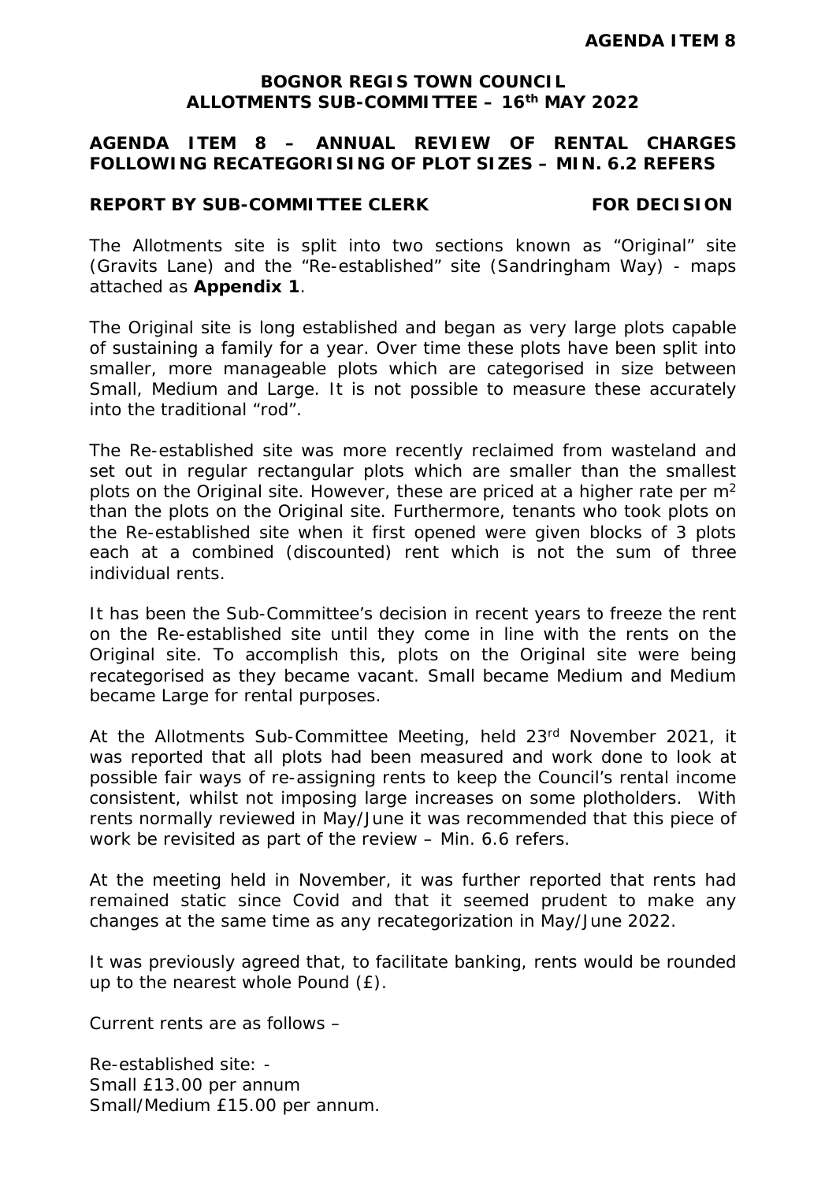**AGENDA ITEM 8**

**BOGNOR REGIS TOWN COUNCIL**
**ALLOTMENTS SUB-COMMITTEE – 16th MAY 2022**

**AGENDA ITEM 8 – ANNUAL REVIEW OF RENTAL CHARGES FOLLOWING RECATEGORISING OF PLOT SIZES – MIN. 6.2 REFERS**

**REPORT BY SUB-COMMITTEE CLERK FOR DECISION**

The Allotments site is split into two sections known as "Original" site (Gravits Lane) and the "Re-established" site (Sandringham Way) - maps attached as **Appendix 1**.

The Original site is long established and began as very large plots capable of sustaining a family for a year. Over time these plots have been split into smaller, more manageable plots which are categorised in size between Small, Medium and Large. It is not possible to measure these accurately into the traditional "rod".

The Re-established site was more recently reclaimed from wasteland and set out in regular rectangular plots which are smaller than the smallest plots on the Original site. However, these are priced at a higher rate per $m^2$ than the plots on the Original site. Furthermore, tenants who took plots on the Re-established site when it first opened were given blocks of 3 plots each at a combined (discounted) rent which is not the sum of three individual rents.

It has been the Sub-Committee's decision in recent years to freeze the rent on the Re-established site until they come in line with the rents on the Original site. To accomplish this, plots on the Original site were being recategorised as they became vacant. Small became Medium and Medium became Large for rental purposes.

At the Allotments Sub-Committee Meeting, held 23rd November 2021, it was reported that all plots had been measured and work done to look at possible fair ways of re-assigning rents to keep the Council's rental income consistent, whilst not imposing large increases on some plotholders. With rents normally reviewed in May/June it was recommended that this piece of work be revisited as part of the review – Min. 6.6 refers.

At the meeting held in November, it was further reported that rents had remained static since Covid and that it seemed prudent to make any changes at the same time as any recategorization in May/June 2022.

It was previously agreed that, to facilitate banking, rents would be rounded up to the nearest whole Pound (£).

Current rents are as follows –

Re-established site: -
Small £13.00 per annum
Small/Medium £15.00 per annum.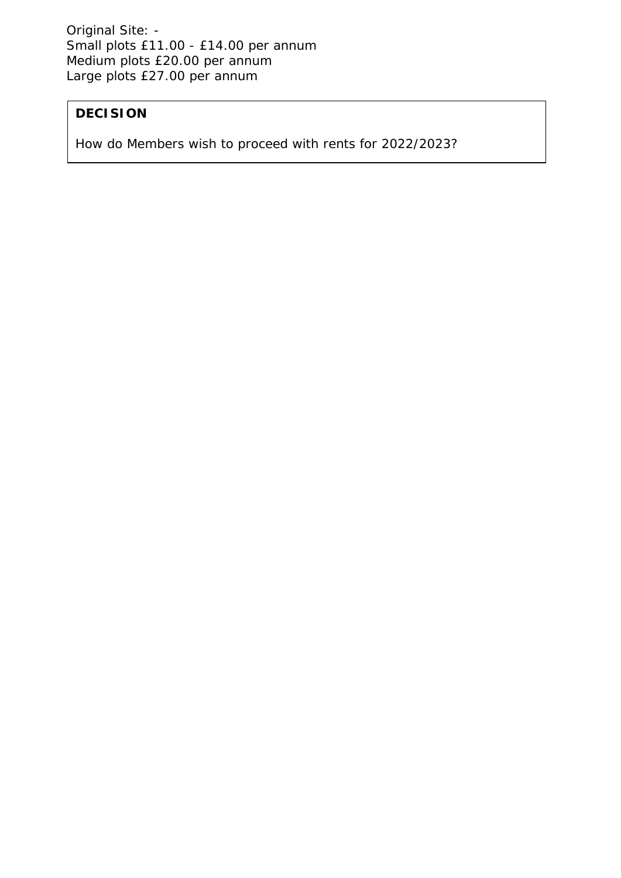Original Site: -
Small plots £11.00 - £14.00 per annum
Medium plots £20.00 per annum
Large plots £27.00 per annum

**DECISION**

How do Members wish to proceed with rents for 2022/2023?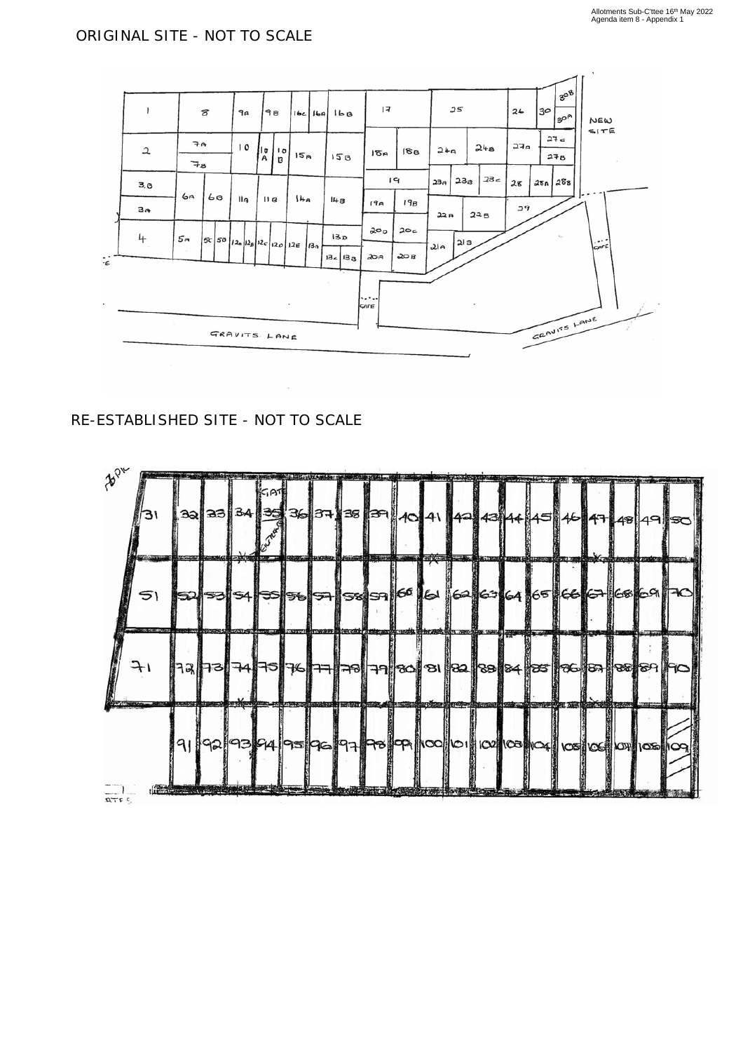## ORIGINAL SITE - NOT TO SCALE

1
8
9A
9B
16C
16A
16B
17
25
26
30
30B
30A
NEW SITE
2
7A
7B
10
10 A
10 B
15A
15B
18A
18B
24A
24B
27A
27C
27B
3B
3A
6A
6B
11A
11B
14A
14B
19
19A
19B
23A
23B
23C
28
28A
28B
22A
22B
29
4
5A
5C
5D
12A
12B
12C
12D
12E
13A
13D
13C
13B
20D
20C
20A
20B
21A
21B
GATE
GATE
GRAVITS LANE
GRAVITS LANE

## RE-ESTABLISHED SITE - NOT TO SCALE

31
32
33
34
35
36
37
38
39
40
41
42
43
44
45
46
47
48
49
50
GATE
ENTRANCE
51
52
53
54
55
56
57
58
59
60
61
62
63
64
65
66
67
68
69
70
71
72
73
74
75
76
77
78
79
80
81
82
83
84
85
86
87
88
89
90
91
92
93
94
95
96
97
98
99
100
101
102
103
104
105
106
107
108
109
GATE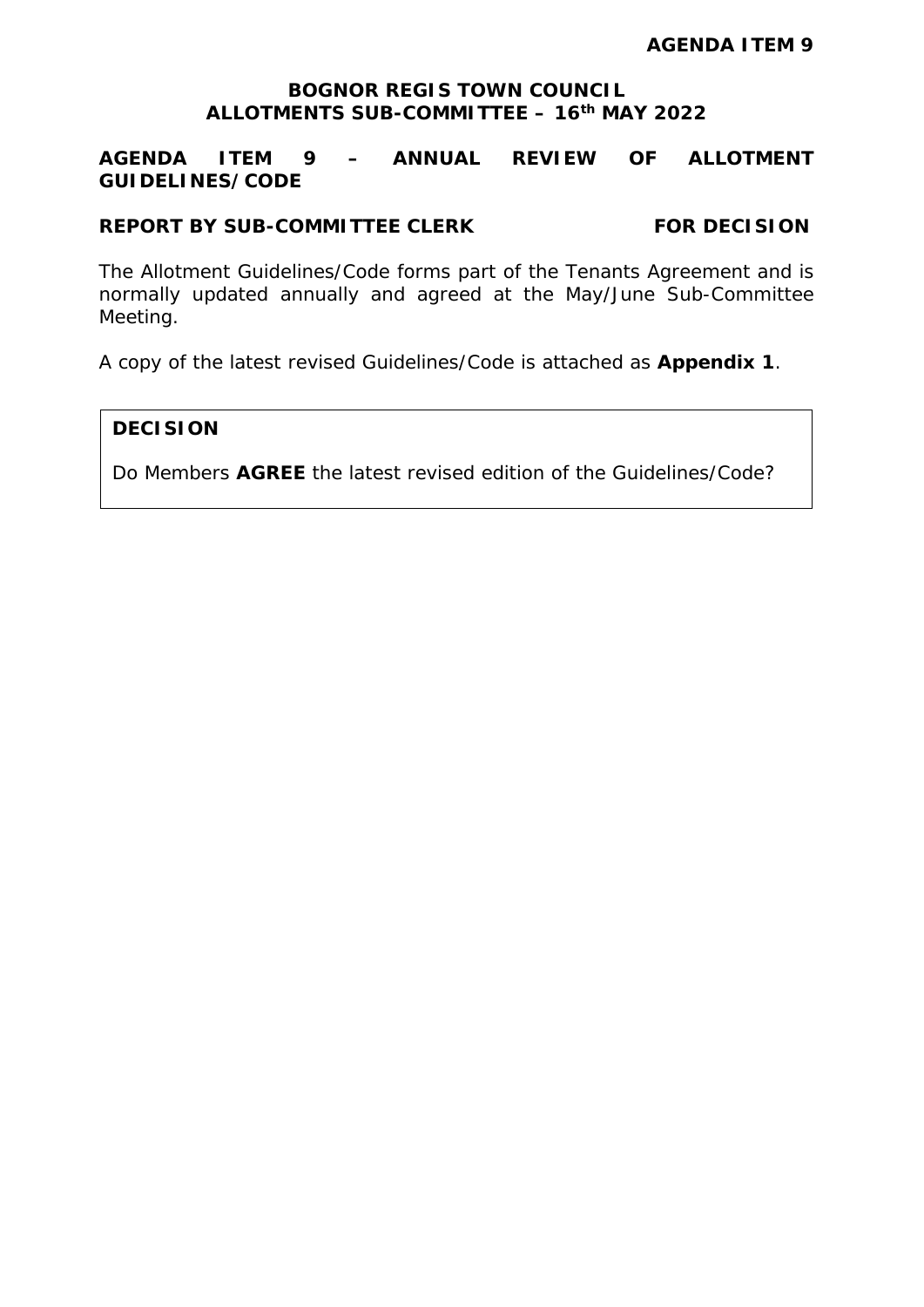**AGENDA ITEM 9**

**BOGNOR REGIS TOWN COUNCIL**
**ALLOTMENTS SUB-COMMITTEE – 16th MAY 2022**

**AGENDA ITEM 9 – ANNUAL REVIEW OF ALLOTMENT GUIDELINES/CODE**

**REPORT BY SUB-COMMITTEE CLERK** **FOR DECISION**

The Allotment Guidelines/Code forms part of the Tenants Agreement and is normally updated annually and agreed at the May/June Sub-Committee Meeting.

A copy of the latest revised Guidelines/Code is attached as **Appendix 1**.

**DECISION**

Do Members **AGREE** the latest revised edition of the Guidelines/Code?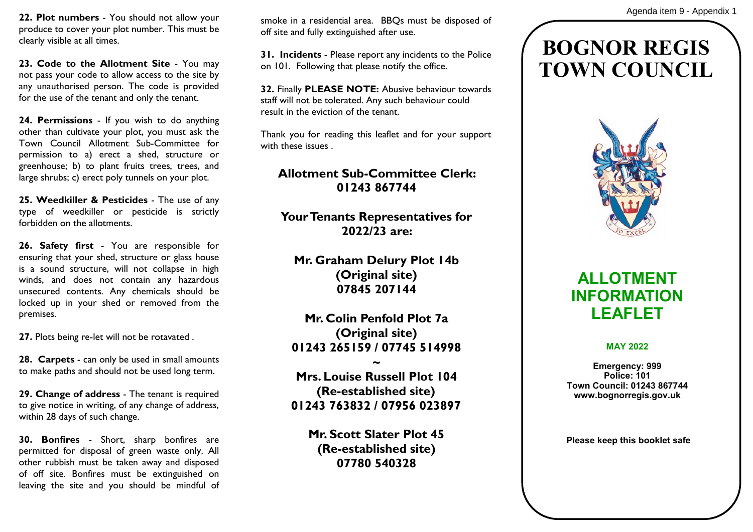**22. Plot numbers** - You should not allow your produce to cover your plot number. This must be clearly visible at all times.

**23. Code to the Allotment Site** - You may not pass your code to allow access to the site by any unauthorised person. The code is provided for the use of the tenant and only the tenant.

**24. Permissions** - If you wish to do anything other than cultivate your plot, you must ask the Town Council Allotment Sub-Committee for permission to a) erect a shed, structure or greenhouse; b) to plant fruits trees, trees, and large shrubs; c) erect poly tunnels on your plot.

**25. Weedkiller & Pesticides** - The use of any type of weedkiller or pesticide is strictly forbidden on the allotments.

**26. Safety first** - You are responsible for ensuring that your shed, structure or glass house is a sound structure, will not collapse in high winds, and does not contain any hazardous unsecured contents. Any chemicals should be locked up in your shed or removed from the premises.

**27.** Plots being re-let will not be rotavated .

**28. Carpets** - can only be used in small amounts to make paths and should not be used long term.

**29. Change of address** - The tenant is required to give notice in writing, of any change of address, within 28 days of such change.

**30. Bonfires** - Short, sharp bonfires are permitted for disposal of green waste only. All other rubbish must be taken away and disposed of off site. Bonfires must be extinguished on leaving the site and you should be mindful of smoke in a residential area. BBQs must be disposed of off site and fully extinguished after use.

**31. Incidents** - Please report any incidents to the Police on 101. Following that please notify the office.

**32.** Finally **PLEASE NOTE:** Abusive behaviour towards staff will not be tolerated. Any such behaviour could result in the eviction of the tenant.

Thank you for reading this leaflet and for your support with these issues .

**Allotment Sub-Committee Clerk:**
**01243 867744**

**Your Tenants Representatives for 2022/23 are:**

**Mr. Graham Delury Plot 14b**
**(Original site)**
**07845 207144**

**Mr. Colin Penfold Plot 7a**
**(Original site)**
**01243 265159 / 07745 514998**

~

**Mrs. Louise Russell Plot 104**
**(Re-established site)**
**01243 763832 / 07956 023897**

**Mr. Scott Slater Plot 45**
**(Re-established site)**
**07780 540328**

Agenda item 9 - Appendix 1

# BOGNOR REGIS TOWN COUNCIL

TO EXCEL

## ALLOTMENT INFORMATION LEAFLET

**MAY 2022**

**Emergency: 999**
**Police: 101**
**Town Council: 01243 867744**
**www.bognorregis.gov.uk**

**Please keep this booklet safe**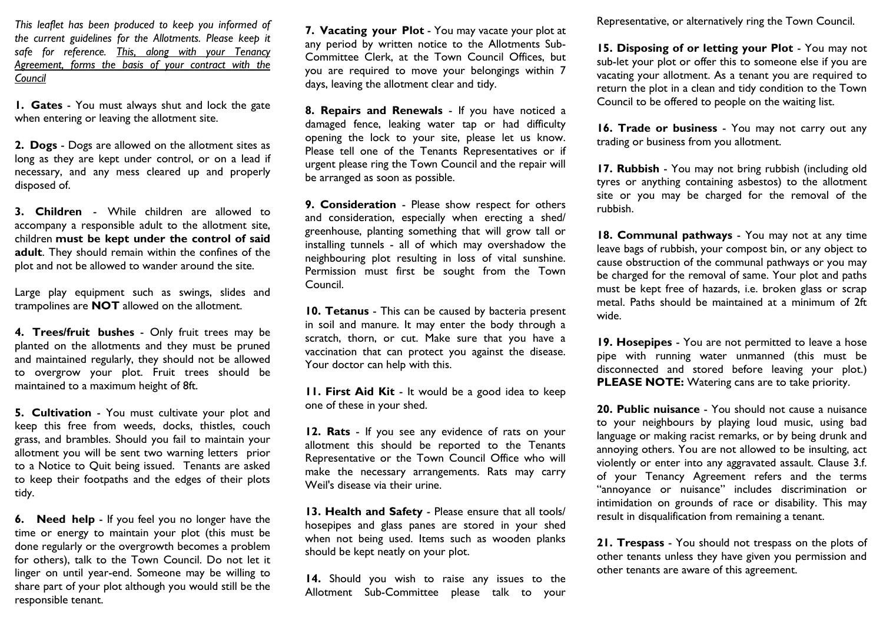*This leaflet has been produced to keep you informed of the current guidelines for the Allotments. Please keep it safe for reference. This, along with your Tenancy Agreement, forms the basis of your contract with the Council*

**1. Gates** - You must always shut and lock the gate when entering or leaving the allotment site.

**2. Dogs** - Dogs are allowed on the allotment sites as long as they are kept under control, or on a lead if necessary, and any mess cleared up and properly disposed of.

**3. Children** - While children are allowed to accompany a responsible adult to the allotment site, children **must be kept under the control of said adult**. They should remain within the confines of the plot and not be allowed to wander around the site.

Large play equipment such as swings, slides and trampolines are **NOT** allowed on the allotment.

**4. Trees/fruit bushes** - Only fruit trees may be planted on the allotments and they must be pruned and maintained regularly, they should not be allowed to overgrow your plot. Fruit trees should be maintained to a maximum height of 8ft.

**5. Cultivation** - You must cultivate your plot and keep this free from weeds, docks, thistles, couch grass, and brambles. Should you fail to maintain your allotment you will be sent two warning letters prior to a Notice to Quit being issued. Tenants are asked to keep their footpaths and the edges of their plots tidy.

**6. Need help** - If you feel you no longer have the time or energy to maintain your plot (this must be done regularly or the overgrowth becomes a problem for others), talk to the Town Council. Do not let it linger on until year-end. Someone may be willing to share part of your plot although you would still be the responsible tenant.

**7. Vacating your Plot** - You may vacate your plot at any period by written notice to the Allotments Sub-Committee Clerk, at the Town Council Offices, but you are required to move your belongings within 7 days, leaving the allotment clear and tidy.

**8. Repairs and Renewals** - If you have noticed a damaged fence, leaking water tap or had difficulty opening the lock to your site, please let us know. Please tell one of the Tenants Representatives or if urgent please ring the Town Council and the repair will be arranged as soon as possible.

**9. Consideration** - Please show respect for others and consideration, especially when erecting a shed/ greenhouse, planting something that will grow tall or installing tunnels - all of which may overshadow the neighbouring plot resulting in loss of vital sunshine. Permission must first be sought from the Town Council.

**10. Tetanus** - This can be caused by bacteria present in soil and manure. It may enter the body through a scratch, thorn, or cut. Make sure that you have a vaccination that can protect you against the disease. Your doctor can help with this.

**11. First Aid Kit** - It would be a good idea to keep one of these in your shed.

**12. Rats** - If you see any evidence of rats on your allotment this should be reported to the Tenants Representative or the Town Council Office who will make the necessary arrangements. Rats may carry Weil's disease via their urine.

**13. Health and Safety** - Please ensure that all tools/ hosepipes and glass panes are stored in your shed when not being used. Items such as wooden planks should be kept neatly on your plot.

**14.** Should you wish to raise any issues to the Allotment Sub-Committee please talk to your Representative, or alternatively ring the Town Council.

**15. Disposing of or letting your Plot** - You may not sub-let your plot or offer this to someone else if you are vacating your allotment. As a tenant you are required to return the plot in a clean and tidy condition to the Town Council to be offered to people on the waiting list.

**16. Trade or business** - You may not carry out any trading or business from you allotment.

**17. Rubbish** - You may not bring rubbish (including old tyres or anything containing asbestos) to the allotment site or you may be charged for the removal of the rubbish.

**18. Communal pathways** - You may not at any time leave bags of rubbish, your compost bin, or any object to cause obstruction of the communal pathways or you may be charged for the removal of same. Your plot and paths must be kept free of hazards, i.e. broken glass or scrap metal. Paths should be maintained at a minimum of 2ft wide.

**19. Hosepipes** - You are not permitted to leave a hose pipe with running water unmanned (this must be disconnected and stored before leaving your plot.) **PLEASE NOTE:** Watering cans are to take priority.

**20. Public nuisance** - You should not cause a nuisance to your neighbours by playing loud music, using bad language or making racist remarks, or by being drunk and annoying others. You are not allowed to be insulting, act violently or enter into any aggravated assault. Clause 3.f. of your Tenancy Agreement refers and the terms "annoyance or nuisance" includes discrimination or intimidation on grounds of race or disability. This may result in disqualification from remaining a tenant.

**21. Trespass** - You should not trespass on the plots of other tenants unless they have given you permission and other tenants are aware of this agreement.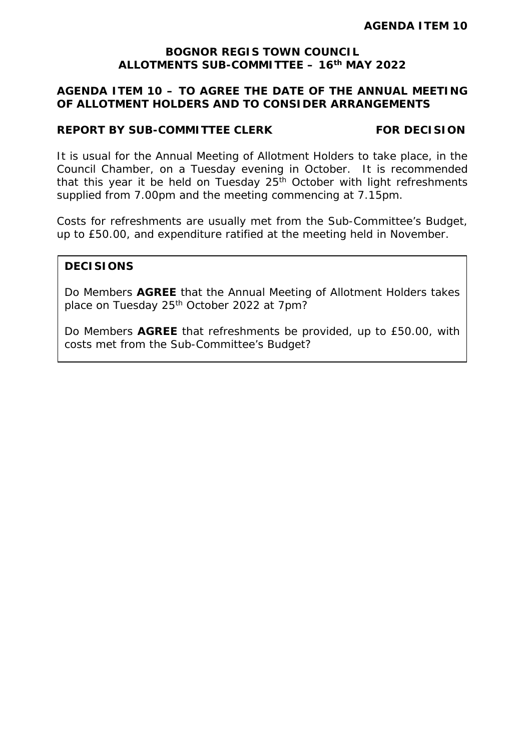**AGENDA ITEM 10**

**BOGNOR REGIS TOWN COUNCIL**
**ALLOTMENTS SUB-COMMITTEE – 16th MAY 2022**

**AGENDA ITEM 10 – TO AGREE THE DATE OF THE ANNUAL MEETING OF ALLOTMENT HOLDERS AND TO CONSIDER ARRANGEMENTS**

**REPORT BY SUB-COMMITTEE CLERK** **FOR DECISION**

It is usual for the Annual Meeting of Allotment Holders to take place, in the Council Chamber, on a Tuesday evening in October. It is recommended that this year it be held on Tuesday 25th October with light refreshments supplied from 7.00pm and the meeting commencing at 7.15pm.

Costs for refreshments are usually met from the Sub-Committee's Budget, up to £50.00, and expenditure ratified at the meeting held in November.

**DECISIONS**

Do Members **AGREE** that the Annual Meeting of Allotment Holders takes place on Tuesday 25th October 2022 at 7pm?

Do Members **AGREE** that refreshments be provided, up to £50.00, with costs met from the Sub-Committee's Budget?